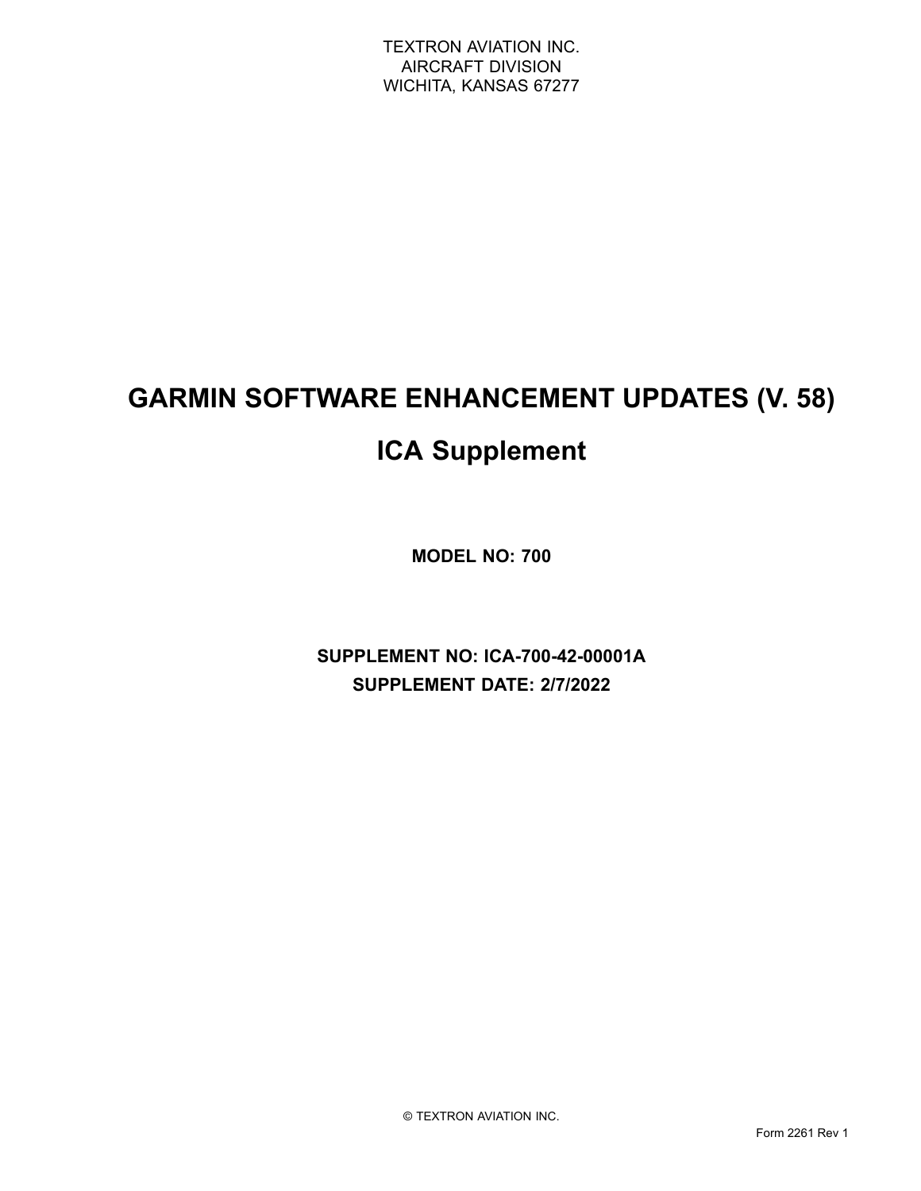TEXTRON AVIATION INC.
AIRCRAFT DIVISION
WICHITA, KANSAS 67277

# GARMIN SOFTWARE ENHANCEMENT UPDATES (V. 58)

# ICA Supplement

**MODEL NO: 700**

**SUPPLEMENT NO: ICA-700-42-00001A**

**SUPPLEMENT DATE: 2/7/2022**

© TEXTRON AVIATION INC.

Form 2261 Rev 1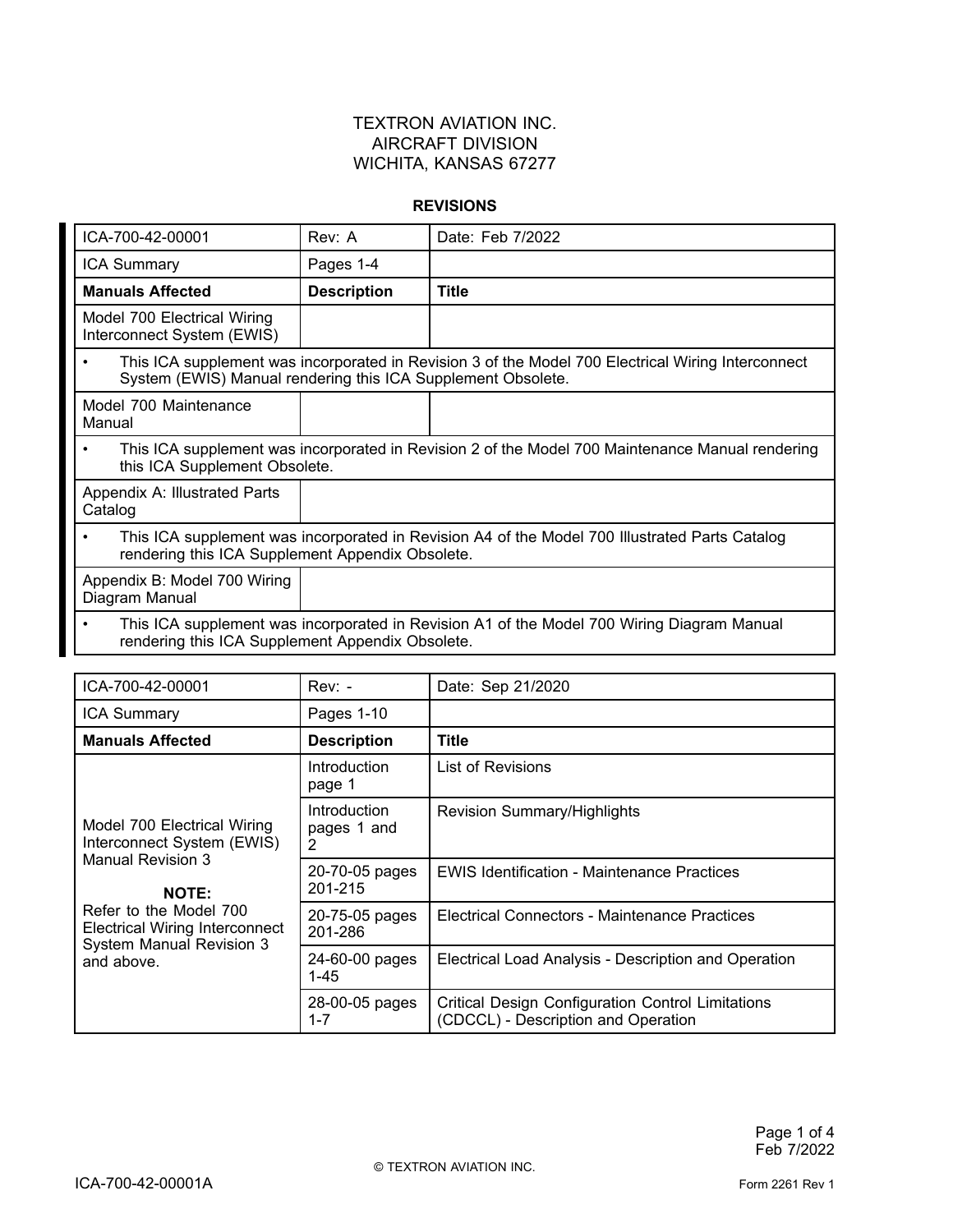TEXTRON AVIATION INC.
AIRCRAFT DIVISION
WICHITA, KANSAS 67277

**REVISIONS**

| ICA-700-42-00001 | Rev: A | Date: Feb 7/2022 |
|---|---|---|
| ICA Summary | Pages 1-4 | |
| **Manuals Affected** | **Description** | **Title** |
| Model 700 Electrical Wiring Interconnect System (EWIS) | | |
| • This ICA supplement was incorporated in Revision 3 of the Model 700 Electrical Wiring Interconnect System (EWIS) Manual rendering this ICA Supplement Obsolete. | | |
| Model 700 Maintenance Manual | | |
| • This ICA supplement was incorporated in Revision 2 of the Model 700 Maintenance Manual rendering this ICA Supplement Obsolete. | | |
| Appendix A: Illustrated Parts Catalog | | |
| • This ICA supplement was incorporated in Revision A4 of the Model 700 Illustrated Parts Catalog rendering this ICA Supplement Appendix Obsolete. | | |
| Appendix B: Model 700 Wiring Diagram Manual | | |
| • This ICA supplement was incorporated in Revision A1 of the Model 700 Wiring Diagram Manual rendering this ICA Supplement Appendix Obsolete. | | |

| ICA-700-42-00001 | Rev: - | Date: Sep 21/2020 |
|---|---|---|
| ICA Summary | Pages 1-10 | |
| **Manuals Affected** | **Description** | **Title** |
| Model 700 Electrical Wiring Interconnect System (EWIS) Manual Revision 3<br><br>**NOTE:**<br>Refer to the Model 700 Electrical Wiring Interconnect System Manual Revision 3 and above. | Introduction page 1 | List of Revisions |
| | Introduction pages 1 and 2 | Revision Summary/Highlights |
| | 20-70-05 pages 201-215 | EWIS Identification - Maintenance Practices |
| | 20-75-05 pages 201-286 | Electrical Connectors - Maintenance Practices |
| | 24-60-00 pages 1-45 | Electrical Load Analysis - Description and Operation |
| | 28-00-05 pages 1-7 | Critical Design Configuration Control Limitations (CDCCL) - Description and Operation |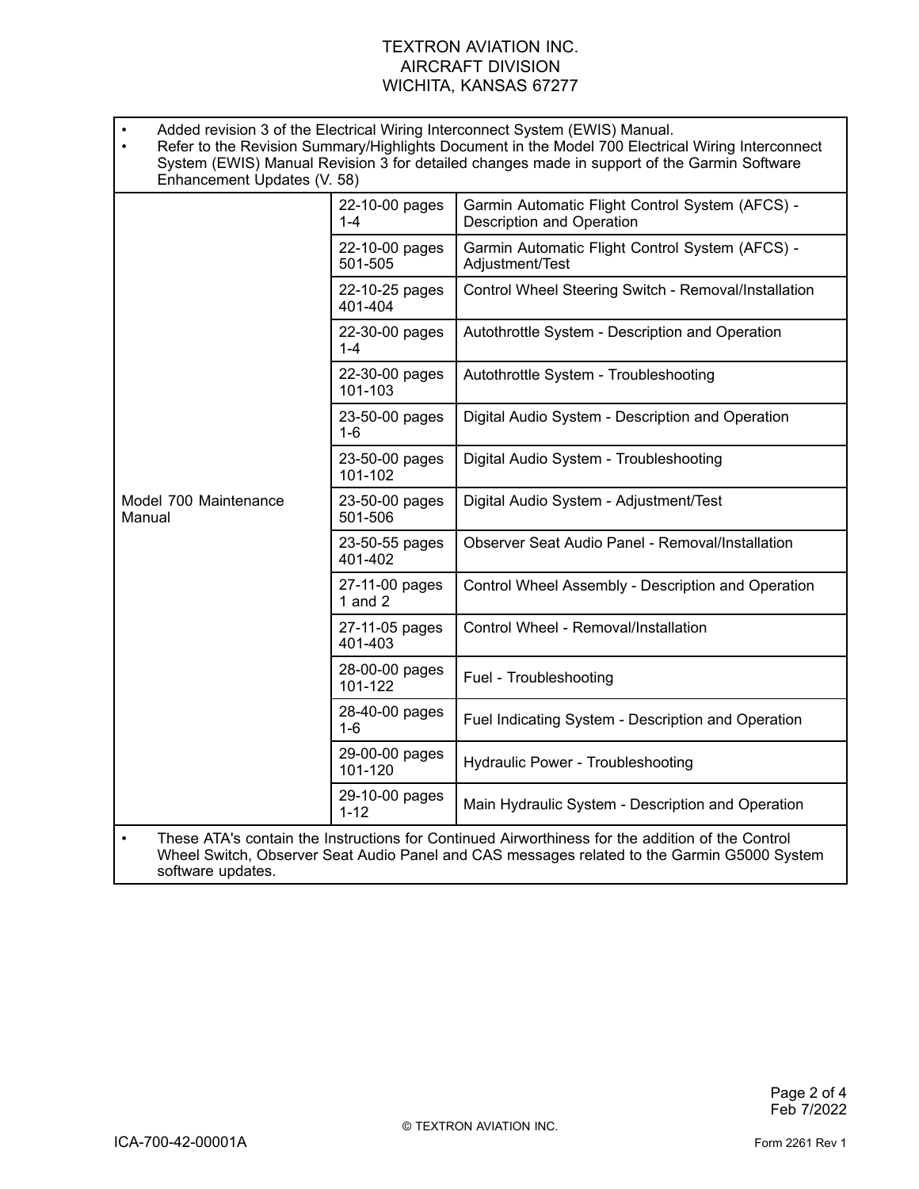| | | |
|---|---|---|
| • Added revision 3 of the Electrical Wiring Interconnect System (EWIS) Manual.<br>• Refer to the Revision Summary/Highlights Document in the Model 700 Electrical Wiring Interconnect System (EWIS) Manual Revision 3 for detailed changes made in support of the Garmin Software Enhancement Updates (V. 58) | | |
| Model 700 Maintenance Manual | 22-10-00 pages 1-4 | Garmin Automatic Flight Control System (AFCS) - Description and Operation |
| | 22-10-00 pages 501-505 | Garmin Automatic Flight Control System (AFCS) - Adjustment/Test |
| | 22-10-25 pages 401-404 | Control Wheel Steering Switch - Removal/Installation |
| | 22-30-00 pages 1-4 | Autothrottle System - Description and Operation |
| | 22-30-00 pages 101-103 | Autothrottle System - Troubleshooting |
| | 23-50-00 pages 1-6 | Digital Audio System - Description and Operation |
| | 23-50-00 pages 101-102 | Digital Audio System - Troubleshooting |
| | 23-50-00 pages 501-506 | Digital Audio System - Adjustment/Test |
| | 23-50-55 pages 401-402 | Observer Seat Audio Panel - Removal/Installation |
| | 27-11-00 pages 1 and 2 | Control Wheel Assembly - Description and Operation |
| | 27-11-05 pages 401-403 | Control Wheel - Removal/Installation |
| | 28-00-00 pages 101-122 | Fuel - Troubleshooting |
| | 28-40-00 pages 1-6 | Fuel Indicating System - Description and Operation |
| | 29-00-00 pages 101-120 | Hydraulic Power - Troubleshooting |
| | 29-10-00 pages 1-12 | Main Hydraulic System - Description and Operation |
| • These ATA's contain the Instructions for Continued Airworthiness for the addition of the Control Wheel Switch, Observer Seat Audio Panel and CAS messages related to the Garmin G5000 System software updates. | | |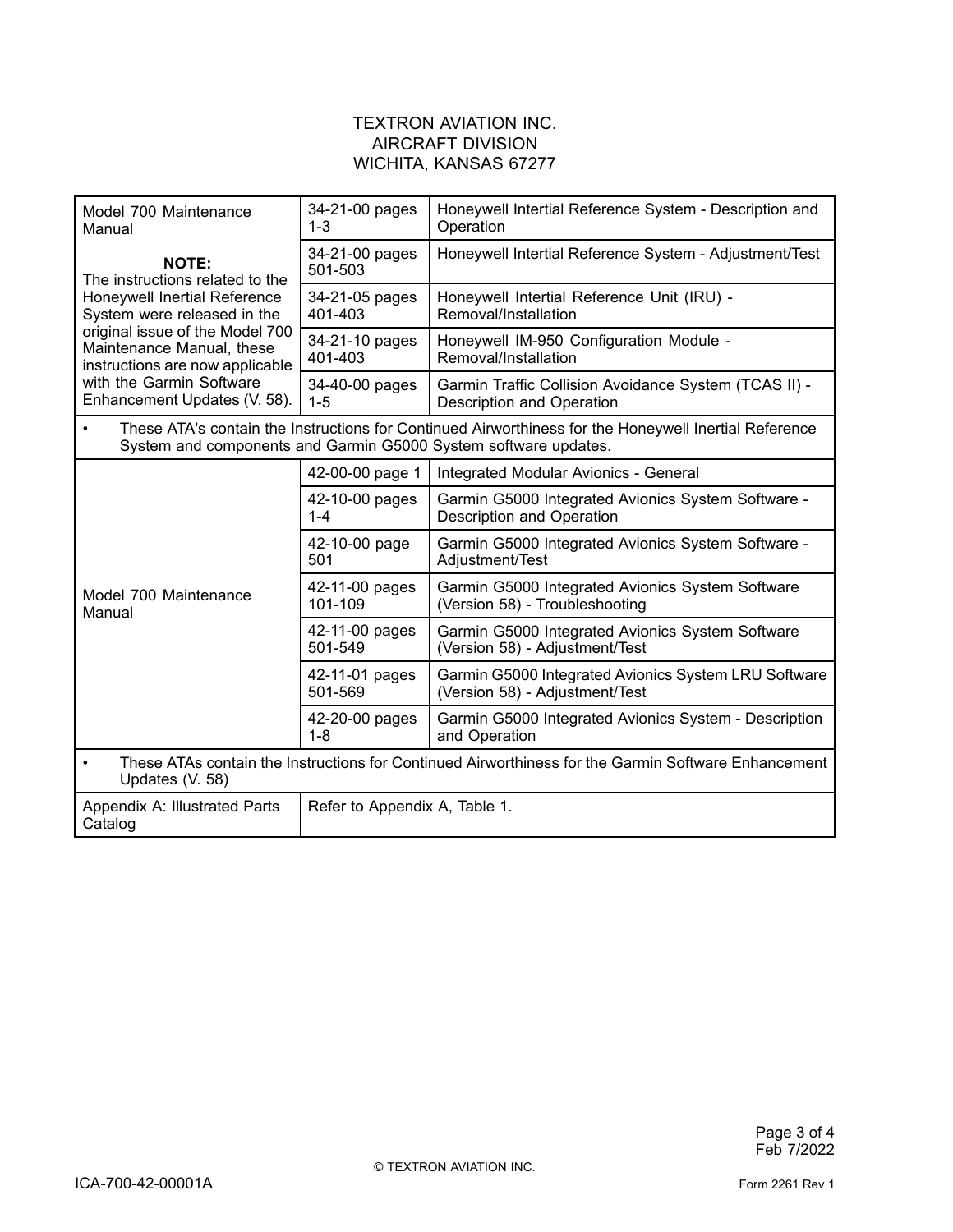TEXTRON AVIATION INC.
AIRCRAFT DIVISION
WICHITA, KANSAS 67277

| | | |
|---|---|---|
| Model 700 Maintenance Manual<br><br>**NOTE:**<br>The instructions related to the Honeywell Inertial Reference System were released in the original issue of the Model 700 Maintenance Manual, these instructions are now applicable with the Garmin Software Enhancement Updates (V. 58). | 34-21-00 pages 1-3 | Honeywell Intertial Reference System - Description and Operation |
| | 34-21-00 pages 501-503 | Honeywell Intertial Reference System - Adjustment/Test |
| | 34-21-05 pages 401-403 | Honeywell Intertial Reference Unit (IRU) - Removal/Installation |
| | 34-21-10 pages 401-403 | Honeywell IM-950 Configuration Module - Removal/Installation |
| | 34-40-00 pages 1-5 | Garmin Traffic Collision Avoidance System (TCAS II) - Description and Operation |
| • These ATA's contain the Instructions for Continued Airworthiness for the Honeywell Inertial Reference System and components and Garmin G5000 System software updates. | | |
| Model 700 Maintenance Manual | 42-00-00 page 1 | Integrated Modular Avionics - General |
| | 42-10-00 pages 1-4 | Garmin G5000 Integrated Avionics System Software - Description and Operation |
| | 42-10-00 page 501 | Garmin G5000 Integrated Avionics System Software - Adjustment/Test |
| | 42-11-00 pages 101-109 | Garmin G5000 Integrated Avionics System Software (Version 58) - Troubleshooting |
| | 42-11-00 pages 501-549 | Garmin G5000 Integrated Avionics System Software (Version 58) - Adjustment/Test |
| | 42-11-01 pages 501-569 | Garmin G5000 Integrated Avionics System LRU Software (Version 58) - Adjustment/Test |
| | 42-20-00 pages 1-8 | Garmin G5000 Integrated Avionics System - Description and Operation |
| • These ATAs contain the Instructions for Continued Airworthiness for the Garmin Software Enhancement Updates (V. 58) | | |
| Appendix A: Illustrated Parts Catalog | Refer to Appendix A, Table 1. | |

© TEXTRON AVIATION INC.

ICA-700-42-00001A

Feb 7/2022

Form 2261 Rev 1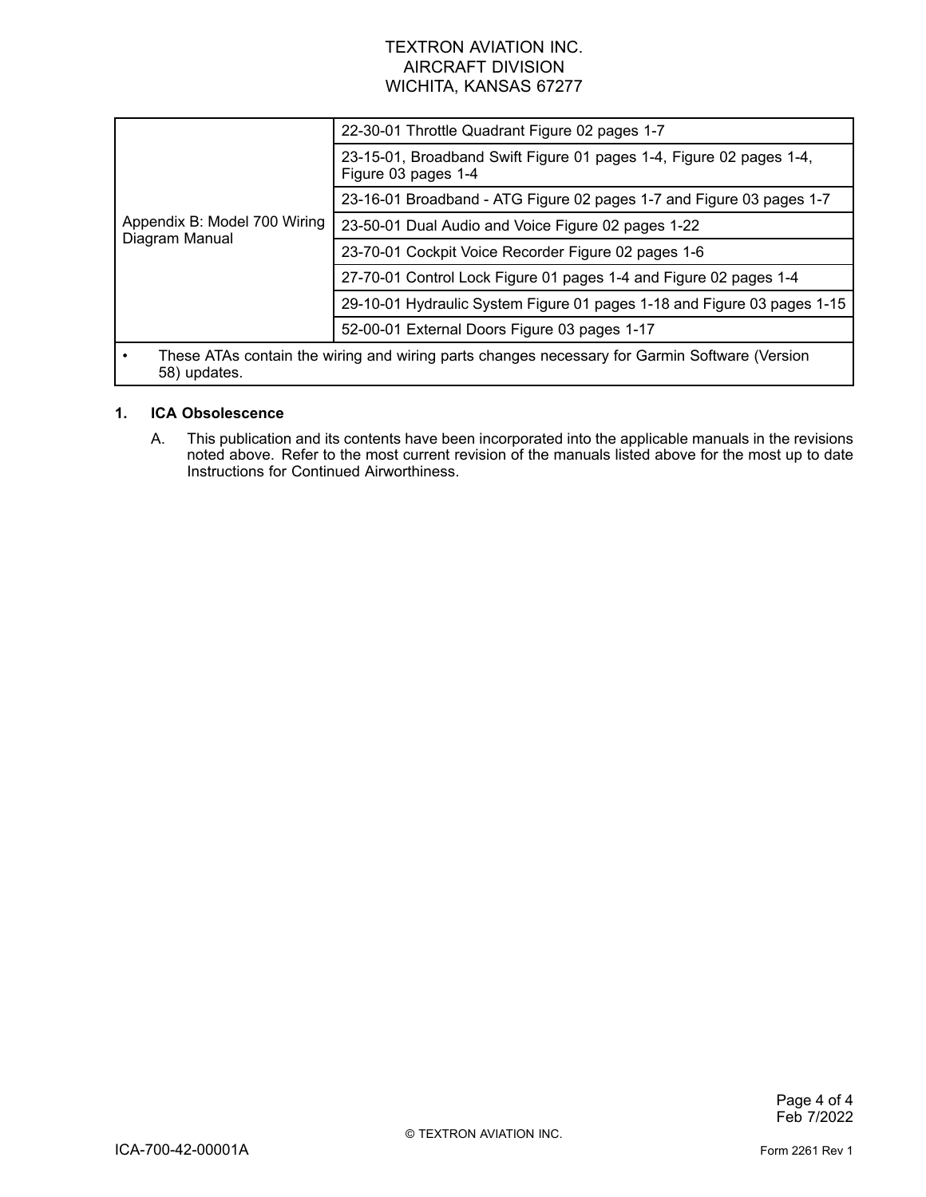| | |
|---|---|
| Appendix B: Model 700 Wiring Diagram Manual | 22-30-01 Throttle Quadrant Figure 02 pages 1-7 |
| | 23-15-01, Broadband Swift Figure 01 pages 1-4, Figure 02 pages 1-4, Figure 03 pages 1-4 |
| | 23-16-01 Broadband - ATG Figure 02 pages 1-7 and Figure 03 pages 1-7 |
| | 23-50-01 Dual Audio and Voice Figure 02 pages 1-22 |
| | 23-70-01 Cockpit Voice Recorder Figure 02 pages 1-6 |
| | 27-70-01 Control Lock Figure 01 pages 1-4 and Figure 02 pages 1-4 |
| | 29-10-01 Hydraulic System Figure 01 pages 1-18 and Figure 03 pages 1-15 |
| | 52-00-01 External Doors Figure 03 pages 1-17 |
| • These ATAs contain the wiring and wiring parts changes necessary for Garmin Software (Version 58) updates. | |

## 1. ICA Obsolescence

A. This publication and its contents have been incorporated into the applicable manuals in the revisions noted above. Refer to the most current revision of the manuals listed above for the most up to date Instructions for Continued Airworthiness.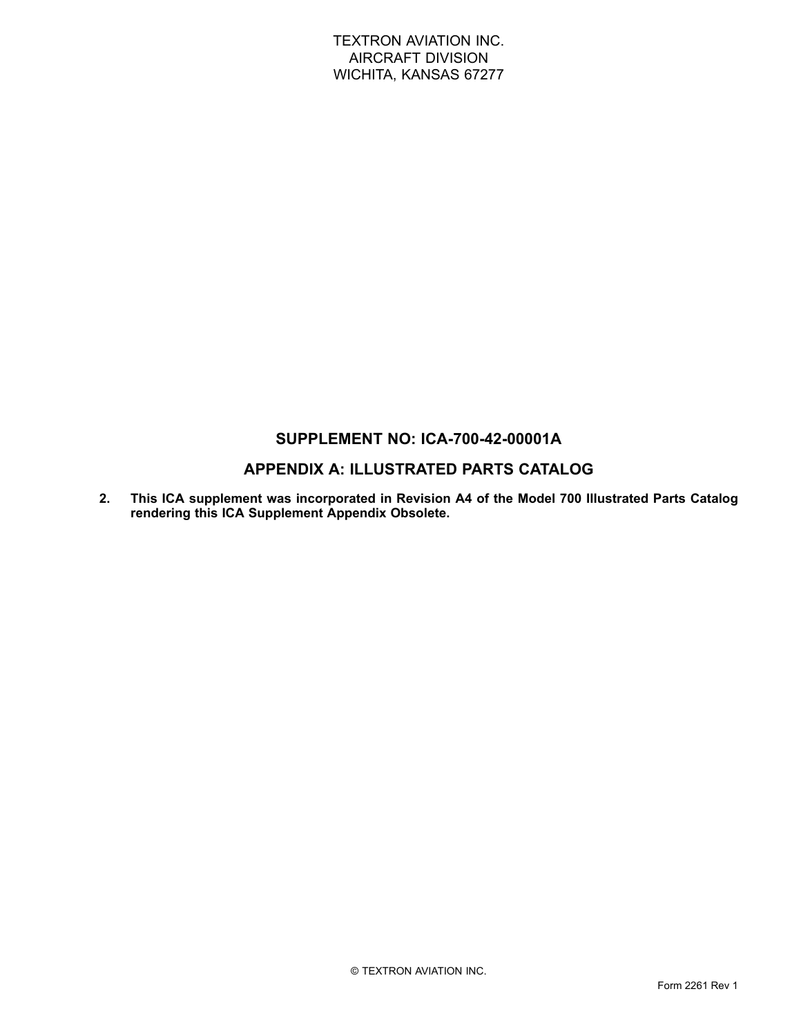TEXTRON AVIATION INC.
AIRCRAFT DIVISION
WICHITA, KANSAS 67277

## SUPPLEMENT NO: ICA-700-42-00001A

## APPENDIX A: ILLUSTRATED PARTS CATALOG

2. **This ICA supplement was incorporated in Revision A4 of the Model 700 Illustrated Parts Catalog rendering this ICA Supplement Appendix Obsolete.**

© TEXTRON AVIATION INC.

Form 2261 Rev 1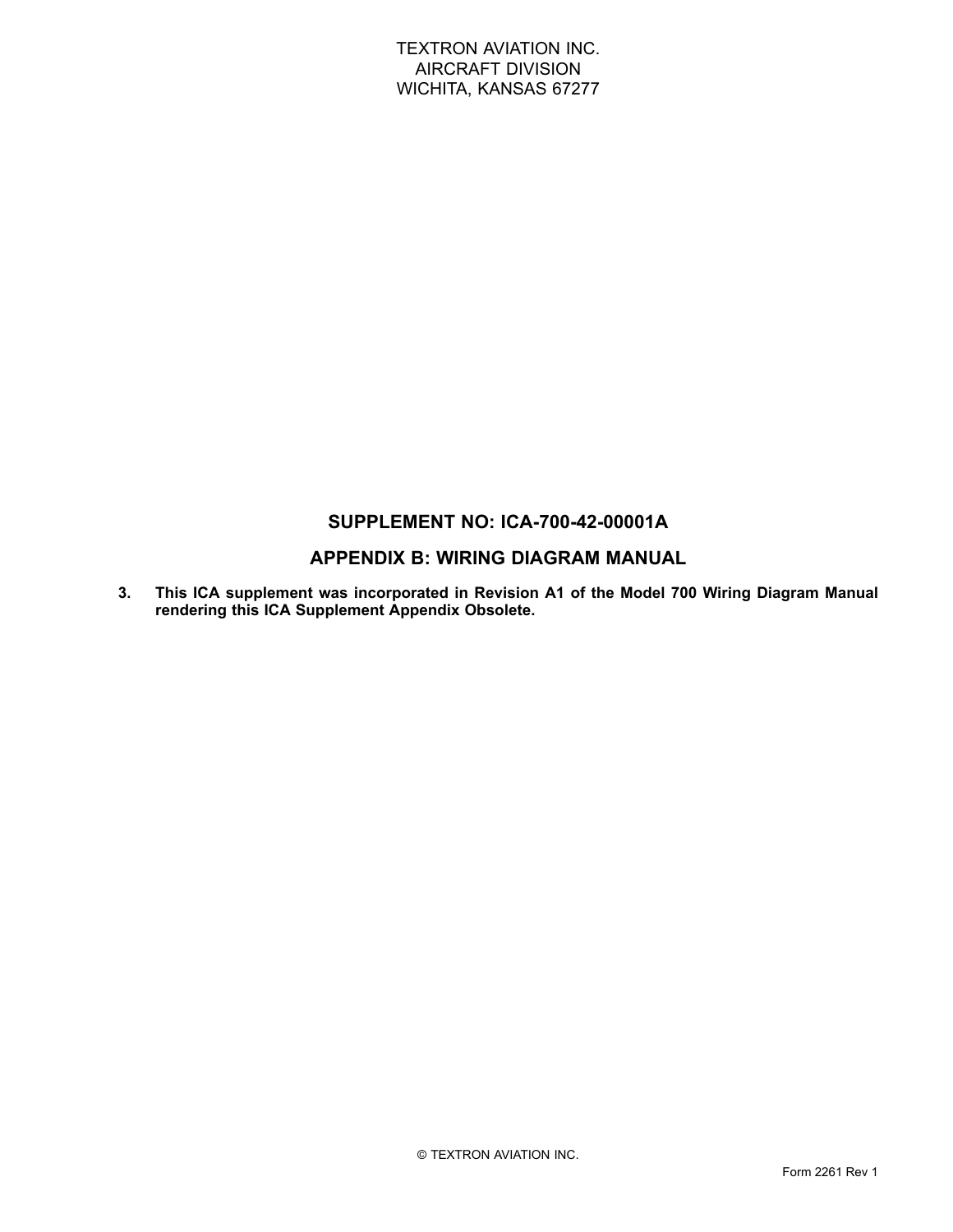TEXTRON AVIATION INC.
AIRCRAFT DIVISION
WICHITA, KANSAS 67277

## SUPPLEMENT NO: ICA-700-42-00001A

## APPENDIX B: WIRING DIAGRAM MANUAL

3. **This ICA supplement was incorporated in Revision A1 of the Model 700 Wiring Diagram Manual rendering this ICA Supplement Appendix Obsolete.**

© TEXTRON AVIATION INC.

Form 2261 Rev 1